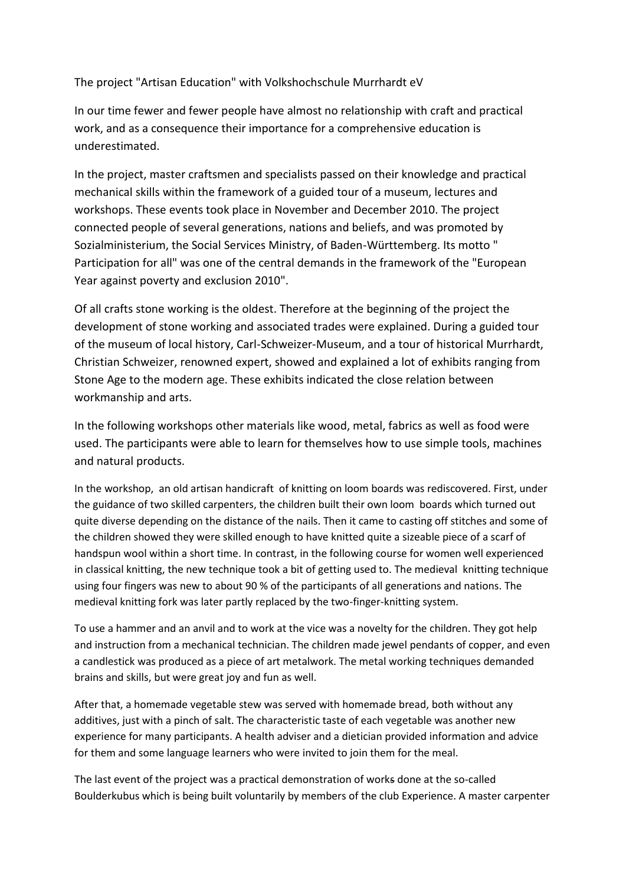The project "Artisan Education" with Volkshochschule Murrhardt eV

In our time fewer and fewer people have almost no relationship with craft and practical work, and as a consequence their importance for a comprehensive education is underestimated.

In the project, master craftsmen and specialists passed on their knowledge and practical mechanical skills within the framework of a guided tour of a museum, lectures and workshops. These events took place in November and December 2010. The project connected people of several generations, nations and beliefs, and was promoted by Sozialministerium, the Social Services Ministry, of Baden-Württemberg. Its motto " Participation for all" was one of the central demands in the framework of the "European Year against poverty and exclusion 2010".

Of all crafts stone working is the oldest. Therefore at the beginning of the project the development of stone working and associated trades were explained. During a guided tour of the museum of local history, Carl-Schweizer-Museum, and a tour of historical Murrhardt, Christian Schweizer, renowned expert, showed and explained a lot of exhibits ranging from Stone Age to the modern age. These exhibits indicated the close relation between workmanship and arts.

In the following workshops other materials like wood, metal, fabrics as well as food were used. The participants were able to learn for themselves how to use simple tools, machines and natural products.

In the workshop, an old artisan handicraft of knitting on loom boards was rediscovered. First, under the guidance of two skilled carpenters, the children built their own loom boards which turned out quite diverse depending on the distance of the nails. Then it came to casting off stitches and some of the children showed they were skilled enough to have knitted quite a sizeable piece of a scarf of handspun wool within a short time. In contrast, in the following course for women well experienced in classical knitting, the new technique took a bit of getting used to. The medieval knitting technique using four fingers was new to about 90 % of the participants of all generations and nations. The medieval knitting fork was later partly replaced by the two-finger-knitting system.

To use a hammer and an anvil and to work at the vice was a novelty for the children. They got help and instruction from a mechanical technician. The children made jewel pendants of copper, and even a candlestick was produced as a piece of art metalwork. The metal working techniques demanded brains and skills, but were great joy and fun as well.

After that, a homemade vegetable stew was served with homemade bread, both without any additives, just with a pinch of salt. The characteristic taste of each vegetable was another new experience for many participants. A health adviser and a dietician provided information and advice for them and some language learners who were invited to join them for the meal.

The last event of the project was a practical demonstration of works done at the so-called Boulderkubus which is being built voluntarily by members of the club Experience. A master carpenter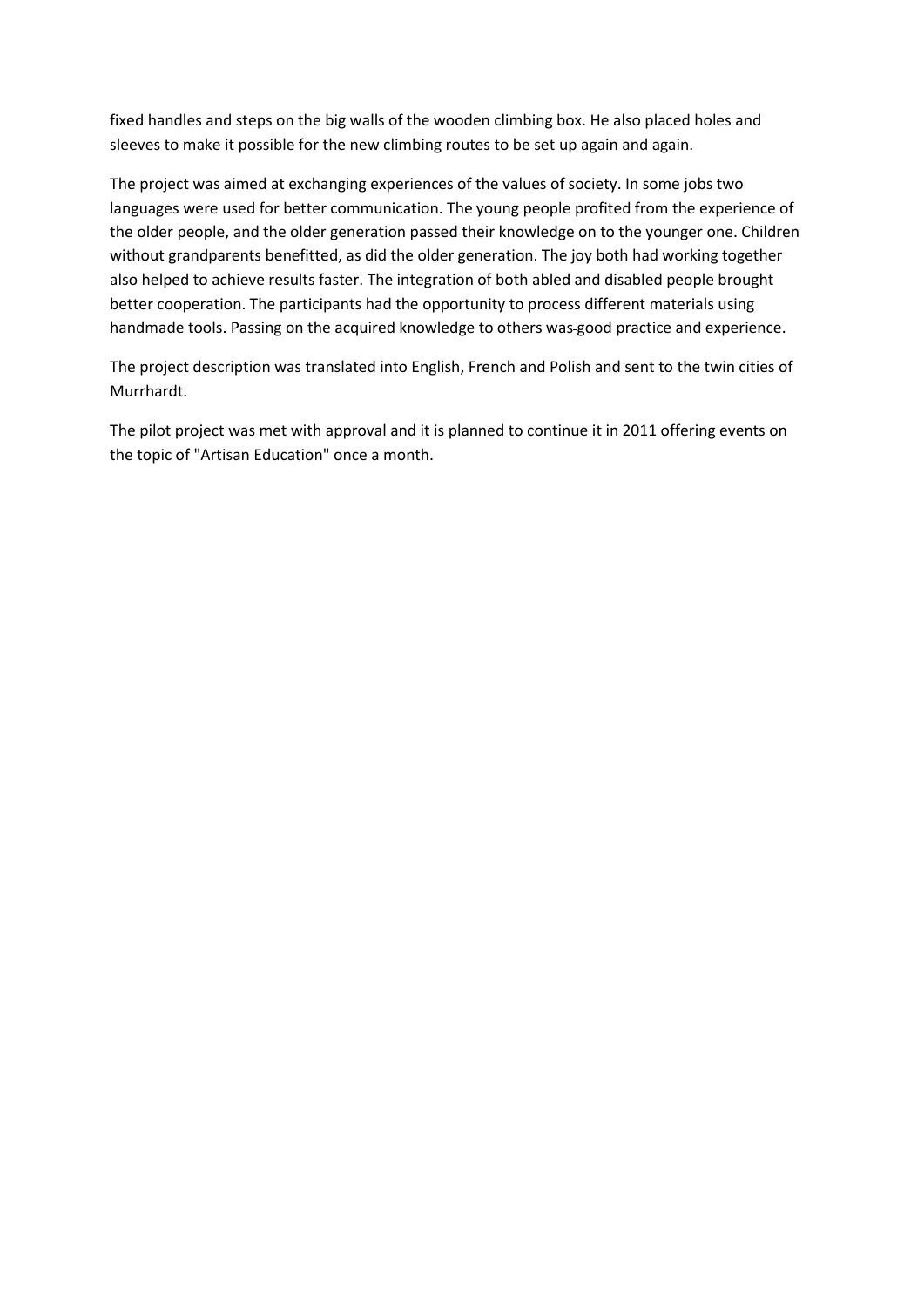fixed handles and steps on the big walls of the wooden climbing box. He also placed holes and sleeves to make it possible for the new climbing routes to be set up again and again.

The project was aimed at exchanging experiences of the values of society. In some jobs two languages were used for better communication. The young people profited from the experience of the older people, and the older generation passed their knowledge on to the younger one. Children without grandparents benefitted, as did the older generation. The joy both had working together also helped to achieve results faster. The integration of both abled and disabled people brought better cooperation. The participants had the opportunity to process different materials using handmade tools. Passing on the acquired knowledge to others was good practice and experience.

The project description was translated into English, French and Polish and sent to the twin cities of Murrhardt.

The pilot project was met with approval and it is planned to continue it in 2011 offering events on the topic of "Artisan Education" once a month.